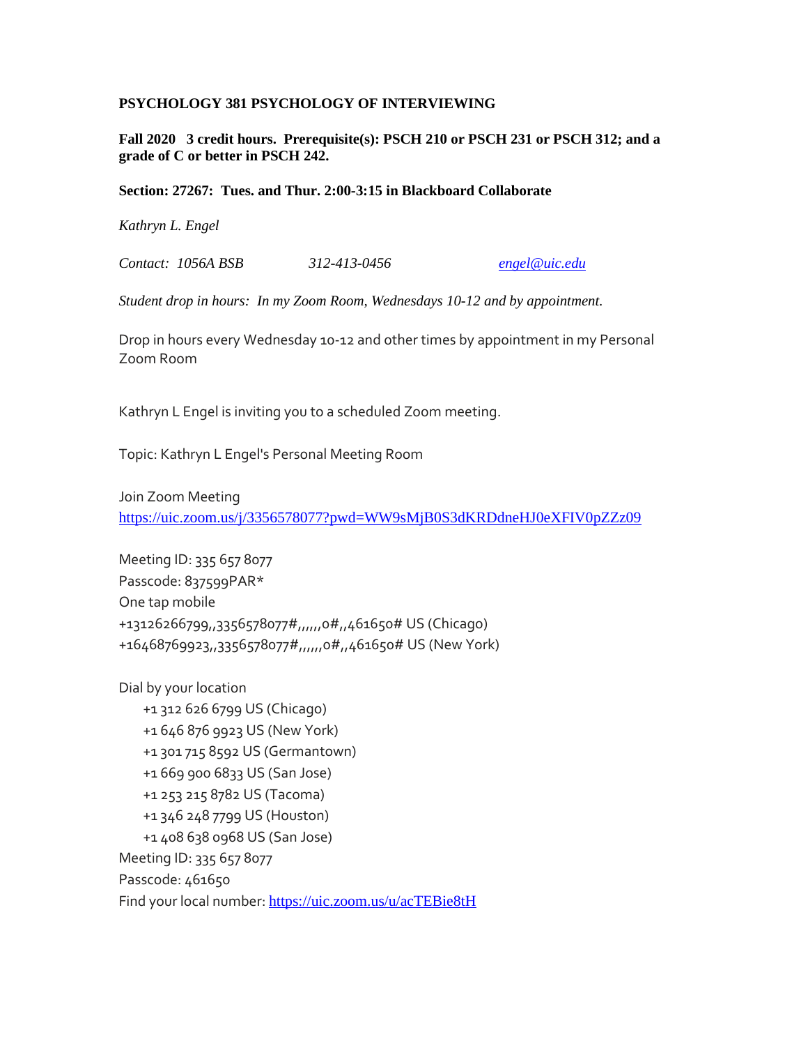**PSYCHOLOGY 381 PSYCHOLOGY OF INTERVIEWING**

**Fall 2020 3 credit hours. Prerequisite(s): PSCH 210 or PSCH 231 or PSCH 312; and a grade of C or better in PSCH 242.**

**Section: 27267: Tues. and Thur. 2:00-3:15 in Blackboard Collaborate**

*Kathryn L. Engel*

*Contact: 1056A BSB 312-413-0456 engel@uic.edu*

*Student drop in hours: In my Zoom Room, Wednesdays 10-12 and by appointment.*

Drop in hours every Wednesday 10-12 and other times by appointment in my Personal Zoom Room

Kathryn L Engel is inviting you to a scheduled Zoom meeting.

Topic: Kathryn L Engel's Personal Meeting Room

Join Zoom Meeting
https://uic.zoom.us/j/3356578077?pwd=WW9sMjB0S3dKRDdneHJ0eXFIV0pZZz09

Meeting ID: 335 657 8077
Passcode: 837599PAR*
One tap mobile
+13126266799,,3356578077#,,,,,,0#,,461650# US (Chicago)
+16468769923,,3356578077#,,,,,,0#,,461650# US (New York)

Dial by your location
+1 312 626 6799 US (Chicago)
+1 646 876 9923 US (New York)
+1 301 715 8592 US (Germantown)
+1 669 900 6833 US (San Jose)
+1 253 215 8782 US (Tacoma)
+1 346 248 7799 US (Houston)
+1 408 638 0968 US (San Jose)
Meeting ID: 335 657 8077
Passcode: 461650
Find your local number: https://uic.zoom.us/u/acTEBie8tH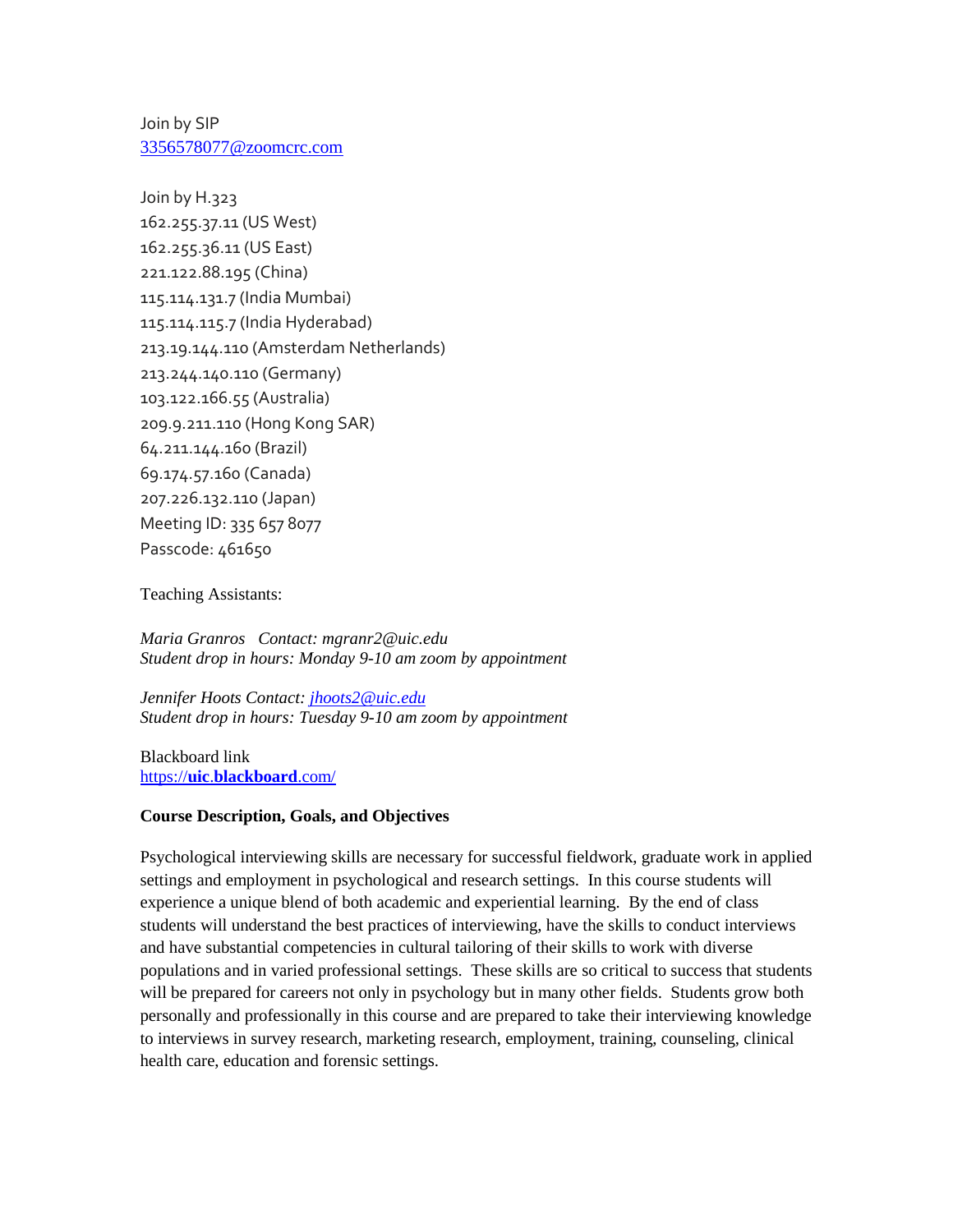Join by SIP
3356578077@zoomcrc.com

Join by H.323
162.255.37.11 (US West)
162.255.36.11 (US East)
221.122.88.195 (China)
115.114.131.7 (India Mumbai)
115.114.115.7 (India Hyderabad)
213.19.144.110 (Amsterdam Netherlands)
213.244.140.110 (Germany)
103.122.166.55 (Australia)
209.9.211.110 (Hong Kong SAR)
64.211.144.160 (Brazil)
69.174.57.160 (Canada)
207.226.132.110 (Japan)
Meeting ID: 335 657 8077
Passcode: 461650

Teaching Assistants:

*Maria Granros   Contact: mgranr2@uic.edu*
*Student drop in hours: Monday 9-10 am zoom by appointment*

*Jennifer Hoots Contact: jhoots2@uic.edu*
*Student drop in hours: Tuesday 9-10 am zoom by appointment*

Blackboard link
https://**uic**.**blackboard**.com/

**Course Description, Goals, and Objectives**

Psychological interviewing skills are necessary for successful fieldwork, graduate work in applied settings and employment in psychological and research settings. In this course students will experience a unique blend of both academic and experiential learning. By the end of class students will understand the best practices of interviewing, have the skills to conduct interviews and have substantial competencies in cultural tailoring of their skills to work with diverse populations and in varied professional settings. These skills are so critical to success that students will be prepared for careers not only in psychology but in many other fields. Students grow both personally and professionally in this course and are prepared to take their interviewing knowledge to interviews in survey research, marketing research, employment, training, counseling, clinical health care, education and forensic settings.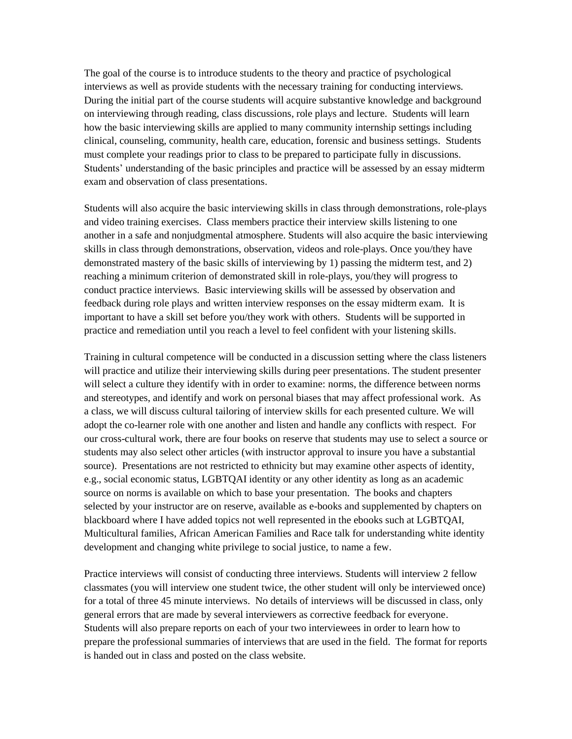The goal of the course is to introduce students to the theory and practice of psychological interviews as well as provide students with the necessary training for conducting interviews. During the initial part of the course students will acquire substantive knowledge and background on interviewing through reading, class discussions, role plays and lecture. Students will learn how the basic interviewing skills are applied to many community internship settings including clinical, counseling, community, health care, education, forensic and business settings. Students must complete your readings prior to class to be prepared to participate fully in discussions. Students' understanding of the basic principles and practice will be assessed by an essay midterm exam and observation of class presentations.

Students will also acquire the basic interviewing skills in class through demonstrations, role-plays and video training exercises. Class members practice their interview skills listening to one another in a safe and nonjudgmental atmosphere. Students will also acquire the basic interviewing skills in class through demonstrations, observation, videos and role-plays. Once you/they have demonstrated mastery of the basic skills of interviewing by 1) passing the midterm test, and 2) reaching a minimum criterion of demonstrated skill in role-plays, you/they will progress to conduct practice interviews. Basic interviewing skills will be assessed by observation and feedback during role plays and written interview responses on the essay midterm exam. It is important to have a skill set before you/they work with others. Students will be supported in practice and remediation until you reach a level to feel confident with your listening skills.

Training in cultural competence will be conducted in a discussion setting where the class listeners will practice and utilize their interviewing skills during peer presentations. The student presenter will select a culture they identify with in order to examine: norms, the difference between norms and stereotypes, and identify and work on personal biases that may affect professional work. As a class, we will discuss cultural tailoring of interview skills for each presented culture. We will adopt the co-learner role with one another and listen and handle any conflicts with respect. For our cross-cultural work, there are four books on reserve that students may use to select a source or students may also select other articles (with instructor approval to insure you have a substantial source). Presentations are not restricted to ethnicity but may examine other aspects of identity, e.g., social economic status, LGBTQAI identity or any other identity as long as an academic source on norms is available on which to base your presentation. The books and chapters selected by your instructor are on reserve, available as e-books and supplemented by chapters on blackboard where I have added topics not well represented in the ebooks such at LGBTQAI, Multicultural families, African American Families and Race talk for understanding white identity development and changing white privilege to social justice, to name a few.

Practice interviews will consist of conducting three interviews. Students will interview 2 fellow classmates (you will interview one student twice, the other student will only be interviewed once) for a total of three 45 minute interviews. No details of interviews will be discussed in class, only general errors that are made by several interviewers as corrective feedback for everyone. Students will also prepare reports on each of your two interviewees in order to learn how to prepare the professional summaries of interviews that are used in the field. The format for reports is handed out in class and posted on the class website.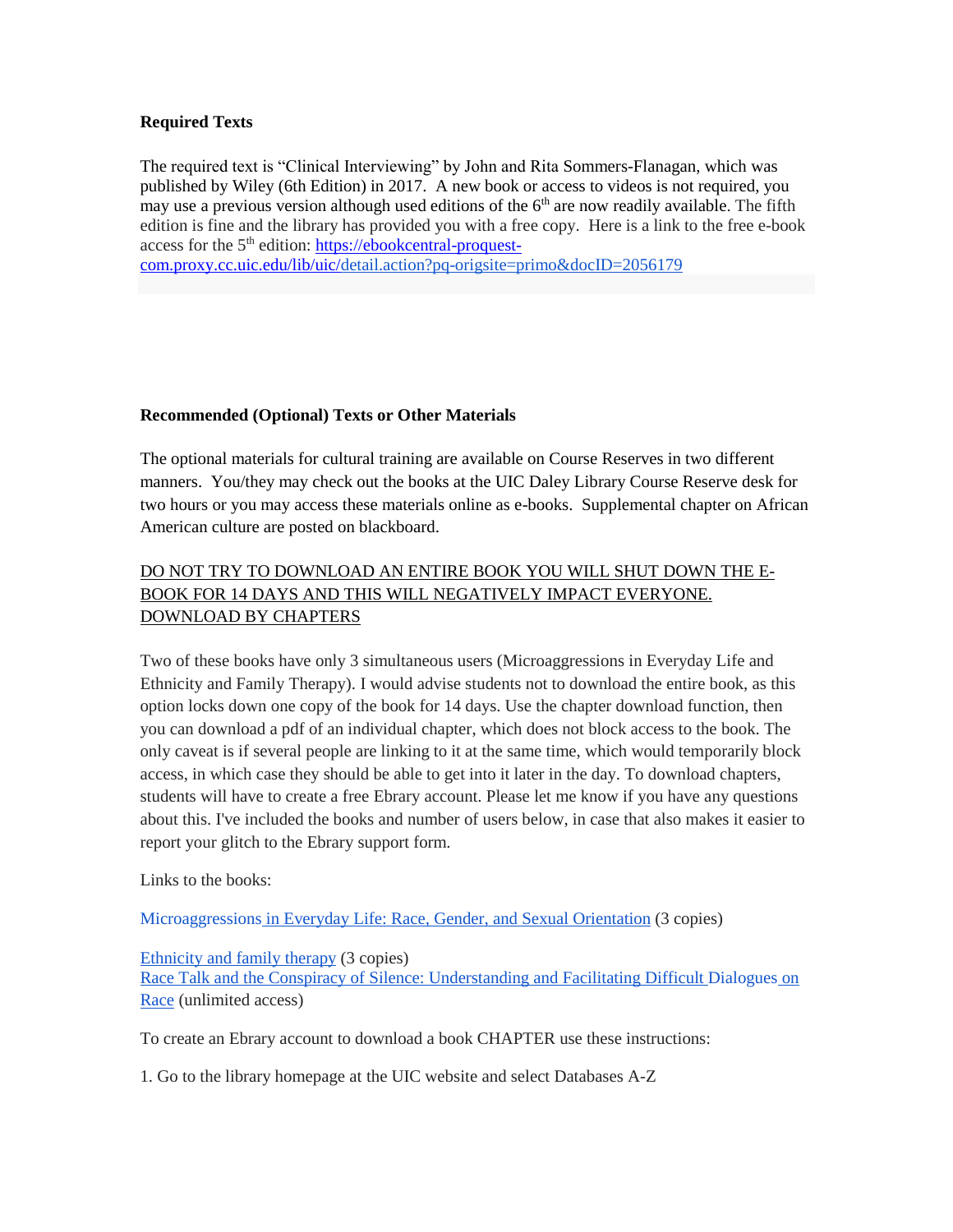**Required Texts**

The required text is "Clinical Interviewing" by John and Rita Sommers-Flanagan, which was published by Wiley (6th Edition) in 2017. A new book or access to videos is not required, you may use a previous version although used editions of the 6th are now readily available. The fifth edition is fine and the library has provided you with a free copy. Here is a link to the free e-book access for the 5th edition: https://ebookcentral-proquest-com.proxy.cc.uic.edu/lib/uic/detail.action?pq-origsite=primo&docID=2056179

**Recommended (Optional) Texts or Other Materials**

The optional materials for cultural training are available on Course Reserves in two different manners. You/they may check out the books at the UIC Daley Library Course Reserve desk for two hours or you may access these materials online as e-books. Supplemental chapter on African American culture are posted on blackboard.

DO NOT TRY TO DOWNLOAD AN ENTIRE BOOK YOU WILL SHUT DOWN THE E-BOOK FOR 14 DAYS AND THIS WILL NEGATIVELY IMPACT EVERYONE. DOWNLOAD BY CHAPTERS

Two of these books have only 3 simultaneous users (Microaggressions in Everyday Life and Ethnicity and Family Therapy). I would advise students not to download the entire book, as this option locks down one copy of the book for 14 days. Use the chapter download function, then you can download a pdf of an individual chapter, which does not block access to the book. The only caveat is if several people are linking to it at the same time, which would temporarily block access, in which case they should be able to get into it later in the day. To download chapters, students will have to create a free Ebrary account. Please let me know if you have any questions about this. I've included the books and number of users below, in case that also makes it easier to report your glitch to the Ebrary support form.

Links to the books:

Microaggressions in Everyday Life: Race, Gender, and Sexual Orientation (3 copies)

Ethnicity and family therapy (3 copies)
Race Talk and the Conspiracy of Silence: Understanding and Facilitating Difficult Dialogues on Race (unlimited access)

To create an Ebrary account to download a book CHAPTER use these instructions:

1. Go to the library homepage at the UIC website and select Databases A-Z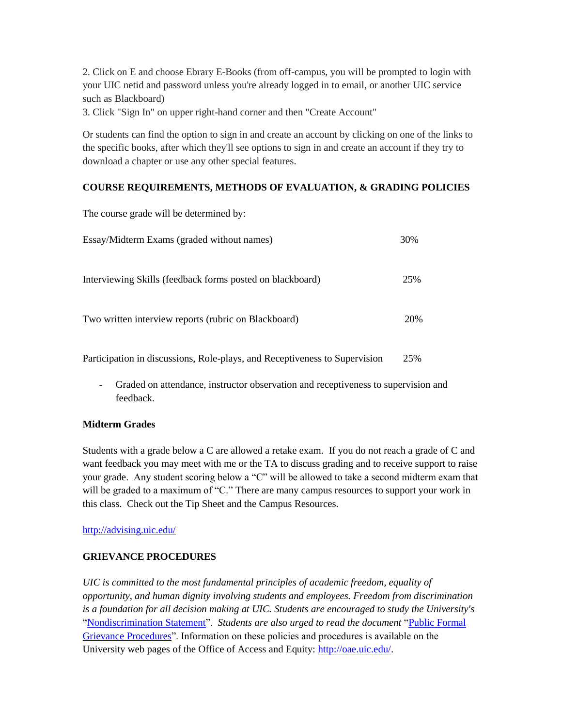2. Click on E and choose Ebrary E-Books (from off-campus, you will be prompted to login with your UIC netid and password unless you're already logged in to email, or another UIC service such as Blackboard)
3. Click "Sign In" on upper right-hand corner and then "Create Account"

Or students can find the option to sign in and create an account by clicking on one of the links to the specific books, after which they'll see options to sign in and create an account if they try to download a chapter or use any other special features.

**COURSE REQUIREMENTS, METHODS OF EVALUATION, & GRADING POLICIES**

The course grade will be determined by:

| | |
|---|---|
| Essay/Midterm Exams (graded without names) | 30% |
| Interviewing Skills (feedback forms posted on blackboard) | 25% |
| Two written interview reports (rubric on Blackboard) | 20% |
| Participation in discussions, Role-plays, and Receptiveness to Supervision | 25% |

- Graded on attendance, instructor observation and receptiveness to supervision and feedback.

**Midterm Grades**

Students with a grade below a C are allowed a retake exam. If you do not reach a grade of C and want feedback you may meet with me or the TA to discuss grading and to receive support to raise your grade. Any student scoring below a "C" will be allowed to take a second midterm exam that will be graded to a maximum of "C." There are many campus resources to support your work in this class. Check out the Tip Sheet and the Campus Resources.

http://advising.uic.edu/

**GRIEVANCE PROCEDURES**

*UIC is committed to the most fundamental principles of academic freedom, equality of opportunity, and human dignity involving students and employees. Freedom from discrimination is a foundation for all decision making at UIC. Students are encouraged to study the University's* "Nondiscrimination Statement". *Students are also urged to read the document* "Public Formal Grievance Procedures". Information on these policies and procedures is available on the University web pages of the Office of Access and Equity: http://oae.uic.edu/.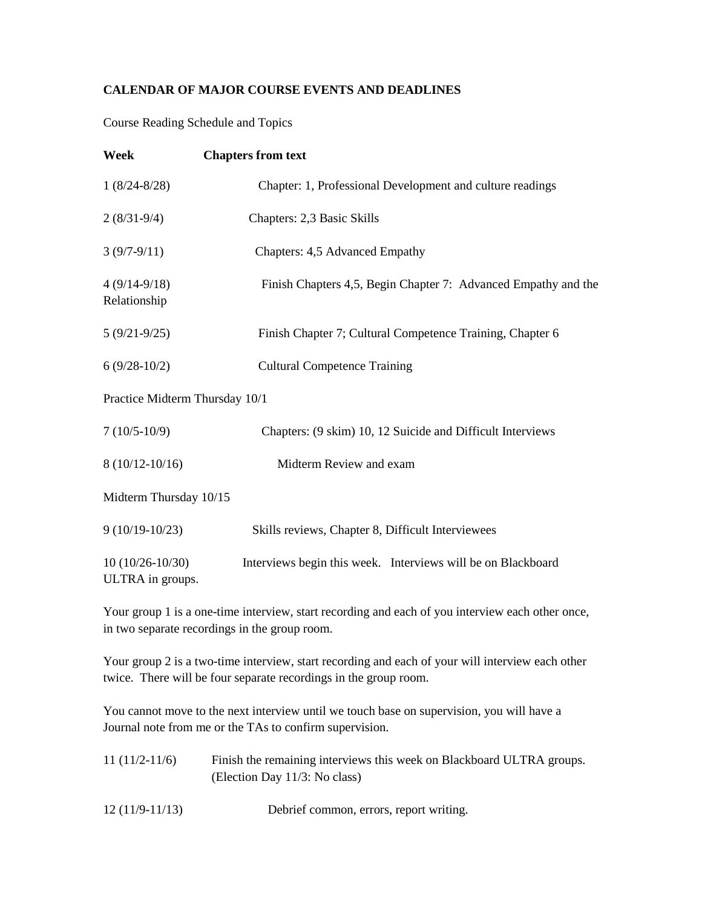**CALENDAR OF MAJOR COURSE EVENTS AND DEADLINES**

Course Reading Schedule and Topics

| **Week** | **Chapters from text** |
| --- | --- |
| 1 (8/24-8/28) | Chapter: 1, Professional Development and culture readings |
| 2 (8/31-9/4) | Chapters: 2,3 Basic Skills |
| 3 (9/7-9/11) | Chapters: 4,5 Advanced Empathy |
| 4 (9/14-9/18) | Finish Chapters 4,5, Begin Chapter 7: Advanced Empathy and the Relationship |
| 5 (9/21-9/25) | Finish Chapter 7; Cultural Competence Training, Chapter 6 |
| 6 (9/28-10/2) | Cultural Competence Training |

Practice Midterm Thursday 10/1

| | |
| --- | --- |
| 7 (10/5-10/9) | Chapters: (9 skim) 10, 12 Suicide and Difficult Interviews |
| 8 (10/12-10/16) | Midterm Review and exam |

Midterm Thursday 10/15

| | |
| --- | --- |
| 9 (10/19-10/23) | Skills reviews, Chapter 8, Difficult Interviewees |
| 10 (10/26-10/30) | Interviews begin this week. Interviews will be on Blackboard ULTRA in groups. |

Your group 1 is a one-time interview, start recording and each of you interview each other once, in two separate recordings in the group room.

Your group 2 is a two-time interview, start recording and each of your will interview each other twice. There will be four separate recordings in the group room.

You cannot move to the next interview until we touch base on supervision, you will have a Journal note from me or the TAs to confirm supervision.

| | |
| --- | --- |
| 11 (11/2-11/6) | Finish the remaining interviews this week on Blackboard ULTRA groups. (Election Day 11/3: No class) |
| 12 (11/9-11/13) | Debrief common, errors, report writing. |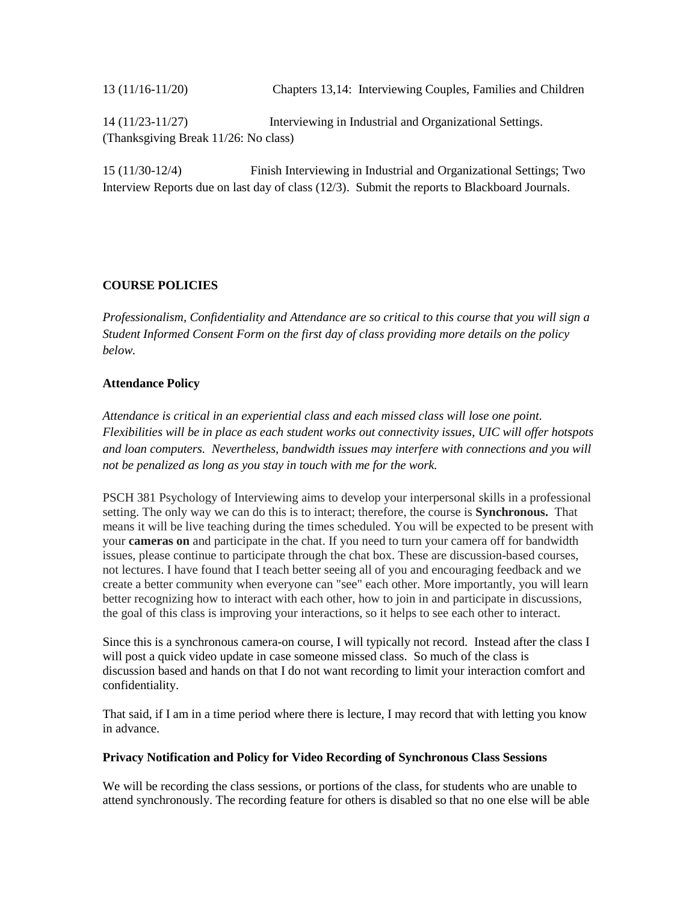13 (11/16-11/20) Chapters 13,14: Interviewing Couples, Families and Children

14 (11/23-11/27) Interviewing in Industrial and Organizational Settings. (Thanksgiving Break 11/26: No class)

15 (11/30-12/4) Finish Interviewing in Industrial and Organizational Settings; Two Interview Reports due on last day of class (12/3). Submit the reports to Blackboard Journals.

**COURSE POLICIES**

*Professionalism, Confidentiality and Attendance are so critical to this course that you will sign a Student Informed Consent Form on the first day of class providing more details on the policy below.*

**Attendance Policy**

*Attendance is critical in an experiential class and each missed class will lose one point. Flexibilities will be in place as each student works out connectivity issues, UIC will offer hotspots and loan computers. Nevertheless, bandwidth issues may interfere with connections and you will not be penalized as long as you stay in touch with me for the work.*

PSCH 381 Psychology of Interviewing aims to develop your interpersonal skills in a professional setting. The only way we can do this is to interact; therefore, the course is **Synchronous.** That means it will be live teaching during the times scheduled. You will be expected to be present with your **cameras on** and participate in the chat. If you need to turn your camera off for bandwidth issues, please continue to participate through the chat box. These are discussion-based courses, not lectures. I have found that I teach better seeing all of you and encouraging feedback and we create a better community when everyone can "see" each other. More importantly, you will learn better recognizing how to interact with each other, how to join in and participate in discussions, the goal of this class is improving your interactions, so it helps to see each other to interact.

Since this is a synchronous camera-on course, I will typically not record. Instead after the class I will post a quick video update in case someone missed class. So much of the class is discussion based and hands on that I do not want recording to limit your interaction comfort and confidentiality.

That said, if I am in a time period where there is lecture, I may record that with letting you know in advance.

**Privacy Notification and Policy for Video Recording of Synchronous Class Sessions**

We will be recording the class sessions, or portions of the class, for students who are unable to attend synchronously. The recording feature for others is disabled so that no one else will be able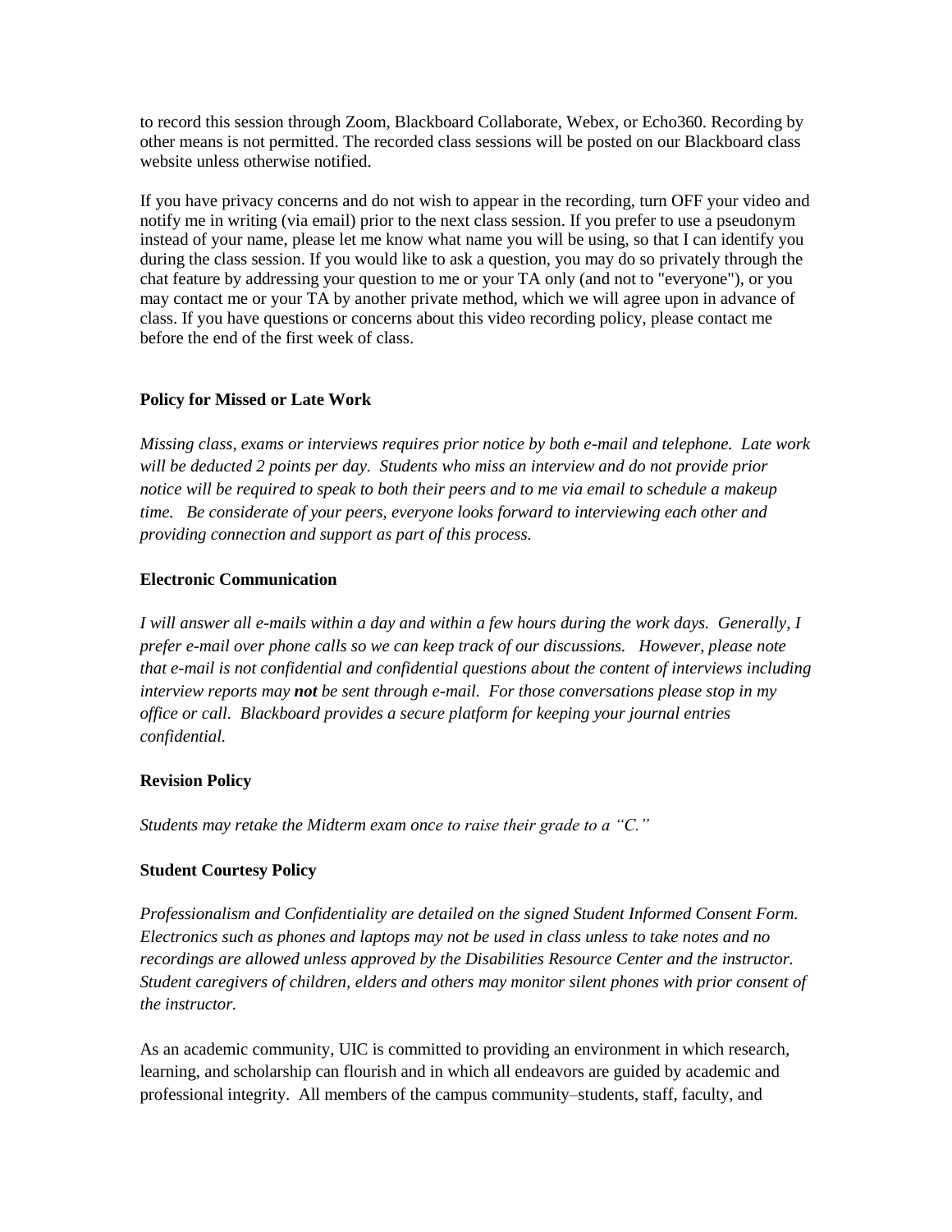to record this session through Zoom, Blackboard Collaborate, Webex, or Echo360. Recording by other means is not permitted. The recorded class sessions will be posted on our Blackboard class website unless otherwise notified.

If you have privacy concerns and do not wish to appear in the recording, turn OFF your video and notify me in writing (via email) prior to the next class session. If you prefer to use a pseudonym instead of your name, please let me know what name you will be using, so that I can identify you during the class session. If you would like to ask a question, you may do so privately through the chat feature by addressing your question to me or your TA only (and not to "everyone"), or you may contact me or your TA by another private method, which we will agree upon in advance of class. If you have questions or concerns about this video recording policy, please contact me before the end of the first week of class.

**Policy for Missed or Late Work**

*Missing class, exams or interviews requires prior notice by both e-mail and telephone. Late work will be deducted 2 points per day. Students who miss an interview and do not provide prior notice will be required to speak to both their peers and to me via email to schedule a makeup time. Be considerate of your peers, everyone looks forward to interviewing each other and providing connection and support as part of this process.*

**Electronic Communication**

*I will answer all e-mails within a day and within a few hours during the work days. Generally, I prefer e-mail over phone calls so we can keep track of our discussions. However, please note that e-mail is not confidential and confidential questions about the content of interviews including interview reports may **not** be sent through e-mail. For those conversations please stop in my office or call. Blackboard provides a secure platform for keeping your journal entries confidential.*

**Revision Policy**

*Students may retake the Midterm exam once to raise their grade to a "C."*

**Student Courtesy Policy**

*Professionalism and Confidentiality are detailed on the signed Student Informed Consent Form. Electronics such as phones and laptops may not be used in class unless to take notes and no recordings are allowed unless approved by the Disabilities Resource Center and the instructor. Student caregivers of children, elders and others may monitor silent phones with prior consent of the instructor.*

As an academic community, UIC is committed to providing an environment in which research, learning, and scholarship can flourish and in which all endeavors are guided by academic and professional integrity. All members of the campus community–students, staff, faculty, and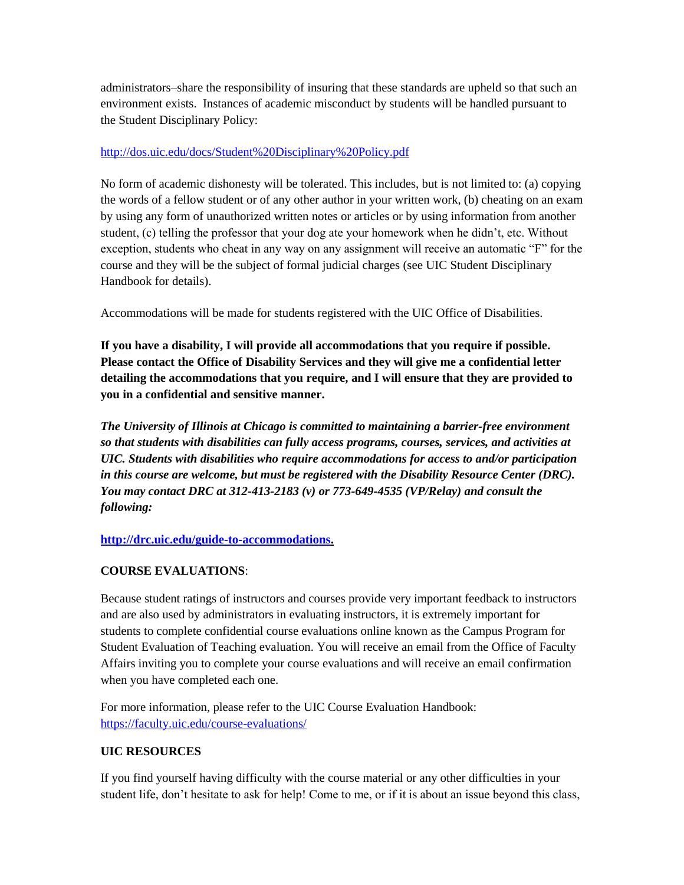administrators–share the responsibility of insuring that these standards are upheld so that such an environment exists. Instances of academic misconduct by students will be handled pursuant to the Student Disciplinary Policy:

http://dos.uic.edu/docs/Student%20Disciplinary%20Policy.pdf

No form of academic dishonesty will be tolerated. This includes, but is not limited to: (a) copying the words of a fellow student or of any other author in your written work, (b) cheating on an exam by using any form of unauthorized written notes or articles or by using information from another student, (c) telling the professor that your dog ate your homework when he didn't, etc. Without exception, students who cheat in any way on any assignment will receive an automatic "F" for the course and they will be the subject of formal judicial charges (see UIC Student Disciplinary Handbook for details).

Accommodations will be made for students registered with the UIC Office of Disabilities.

**If you have a disability, I will provide all accommodations that you require if possible. Please contact the Office of Disability Services and they will give me a confidential letter detailing the accommodations that you require, and I will ensure that they are provided to you in a confidential and sensitive manner.**

***The University of Illinois at Chicago is committed to maintaining a barrier-free environment so that students with disabilities can fully access programs, courses, services, and activities at UIC. Students with disabilities who require accommodations for access to and/or participation in this course are welcome, but must be registered with the Disability Resource Center (DRC). You may contact DRC at 312-413-2183 (v) or 773-649-4535 (VP/Relay) and consult the following:***

**http://drc.uic.edu/guide-to-accommodations.**

**COURSE EVALUATIONS**:

Because student ratings of instructors and courses provide very important feedback to instructors and are also used by administrators in evaluating instructors, it is extremely important for students to complete confidential course evaluations online known as the Campus Program for Student Evaluation of Teaching evaluation. You will receive an email from the Office of Faculty Affairs inviting you to complete your course evaluations and will receive an email confirmation when you have completed each one.

For more information, please refer to the UIC Course Evaluation Handbook: https://faculty.uic.edu/course-evaluations/

**UIC RESOURCES**

If you find yourself having difficulty with the course material or any other difficulties in your student life, don't hesitate to ask for help! Come to me, or if it is about an issue beyond this class,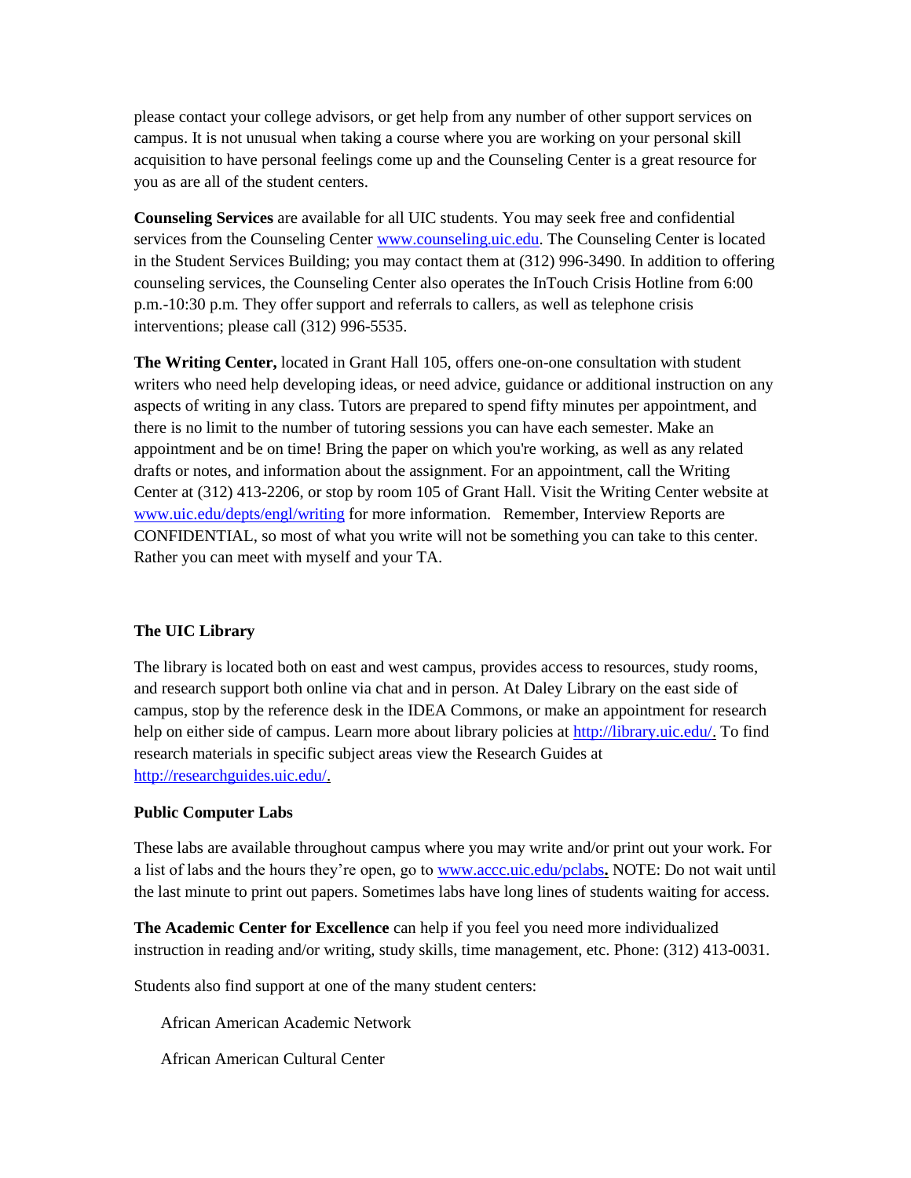please contact your college advisors, or get help from any number of other support services on campus. It is not unusual when taking a course where you are working on your personal skill acquisition to have personal feelings come up and the Counseling Center is a great resource for you as are all of the student centers.

**Counseling Services** are available for all UIC students. You may seek free and confidential services from the Counseling Center www.counseling.uic.edu. The Counseling Center is located in the Student Services Building; you may contact them at (312) 996-3490. In addition to offering counseling services, the Counseling Center also operates the InTouch Crisis Hotline from 6:00 p.m.-10:30 p.m. They offer support and referrals to callers, as well as telephone crisis interventions; please call (312) 996-5535.

**The Writing Center,** located in Grant Hall 105, offers one-on-one consultation with student writers who need help developing ideas, or need advice, guidance or additional instruction on any aspects of writing in any class. Tutors are prepared to spend fifty minutes per appointment, and there is no limit to the number of tutoring sessions you can have each semester. Make an appointment and be on time! Bring the paper on which you're working, as well as any related drafts or notes, and information about the assignment. For an appointment, call the Writing Center at (312) 413-2206, or stop by room 105 of Grant Hall. Visit the Writing Center website at www.uic.edu/depts/engl/writing for more information. Remember, Interview Reports are CONFIDENTIAL, so most of what you write will not be something you can take to this center. Rather you can meet with myself and your TA.

**The UIC Library**

The library is located both on east and west campus, provides access to resources, study rooms, and research support both online via chat and in person. At Daley Library on the east side of campus, stop by the reference desk in the IDEA Commons, or make an appointment for research help on either side of campus. Learn more about library policies at http://library.uic.edu/. To find research materials in specific subject areas view the Research Guides at http://researchguides.uic.edu/.

**Public Computer Labs**

These labs are available throughout campus where you may write and/or print out your work. For a list of labs and the hours they're open, go to www.accc.uic.edu/pclabs**.** NOTE: Do not wait until the last minute to print out papers. Sometimes labs have long lines of students waiting for access.

**The Academic Center for Excellence** can help if you feel you need more individualized instruction in reading and/or writing, study skills, time management, etc. Phone: (312) 413-0031.

Students also find support at one of the many student centers:

African American Academic Network

African American Cultural Center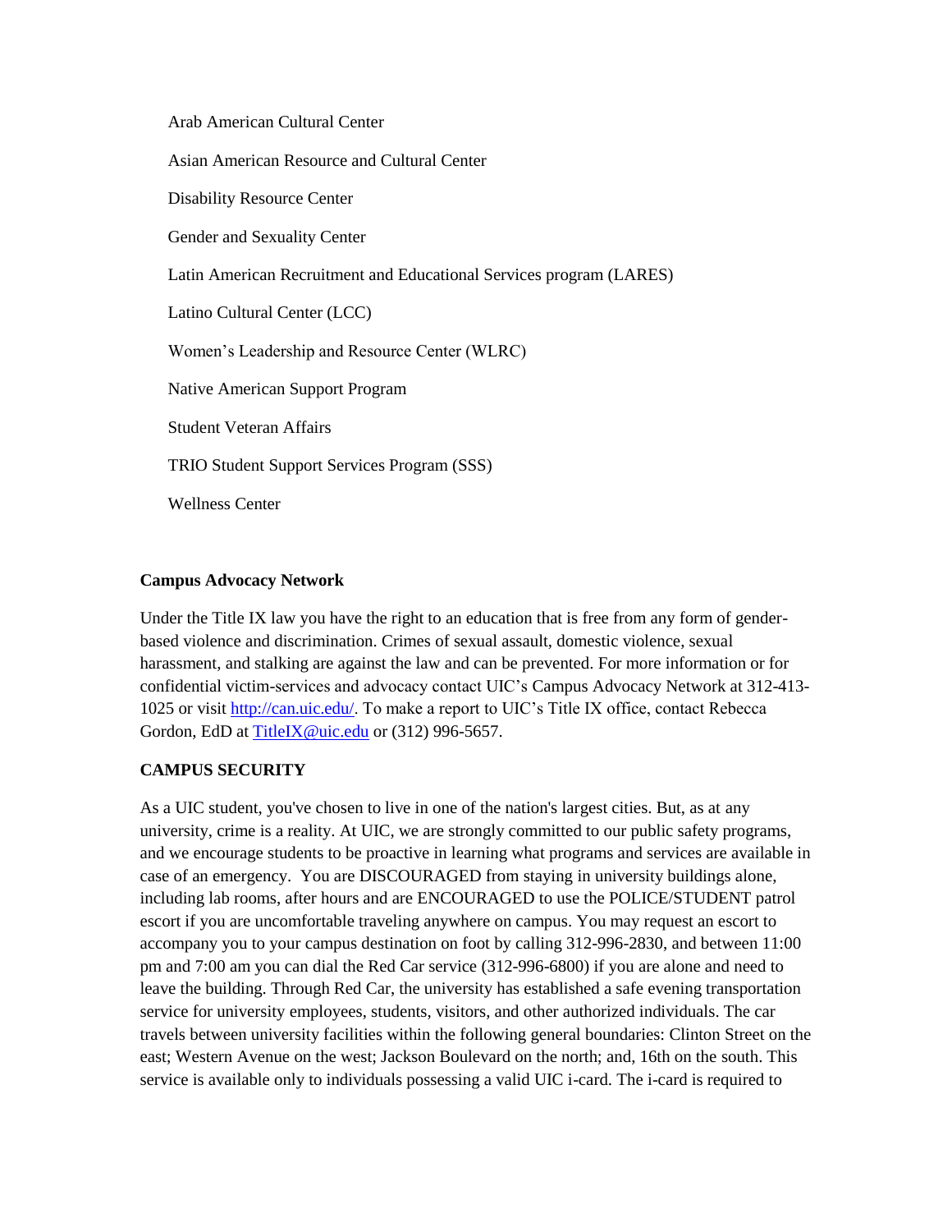Arab American Cultural Center

Asian American Resource and Cultural Center

Disability Resource Center

Gender and Sexuality Center

Latin American Recruitment and Educational Services program (LARES)

Latino Cultural Center (LCC)

Women's Leadership and Resource Center (WLRC)

Native American Support Program

Student Veteran Affairs

TRIO Student Support Services Program (SSS)

Wellness Center

**Campus Advocacy Network**

Under the Title IX law you have the right to an education that is free from any form of gender-based violence and discrimination. Crimes of sexual assault, domestic violence, sexual harassment, and stalking are against the law and can be prevented. For more information or for confidential victim-services and advocacy contact UIC's Campus Advocacy Network at 312-413-1025 or visit [http://can.uic.edu/](http://can.uic.edu/). To make a report to UIC's Title IX office, contact Rebecca Gordon, EdD at [TitleIX@uic.edu](mailto:TitleIX@uic.edu) or (312) 996-5657.

**CAMPUS SECURITY**

As a UIC student, you've chosen to live in one of the nation's largest cities. But, as at any university, crime is a reality. At UIC, we are strongly committed to our public safety programs, and we encourage students to be proactive in learning what programs and services are available in case of an emergency. You are DISCOURAGED from staying in university buildings alone, including lab rooms, after hours and are ENCOURAGED to use the POLICE/STUDENT patrol escort if you are uncomfortable traveling anywhere on campus. You may request an escort to accompany you to your campus destination on foot by calling 312-996-2830, and between 11:00 pm and 7:00 am you can dial the Red Car service (312-996-6800) if you are alone and need to leave the building. Through Red Car, the university has established a safe evening transportation service for university employees, students, visitors, and other authorized individuals. The car travels between university facilities within the following general boundaries: Clinton Street on the east; Western Avenue on the west; Jackson Boulevard on the north; and, 16th on the south. This service is available only to individuals possessing a valid UIC i-card. The i-card is required to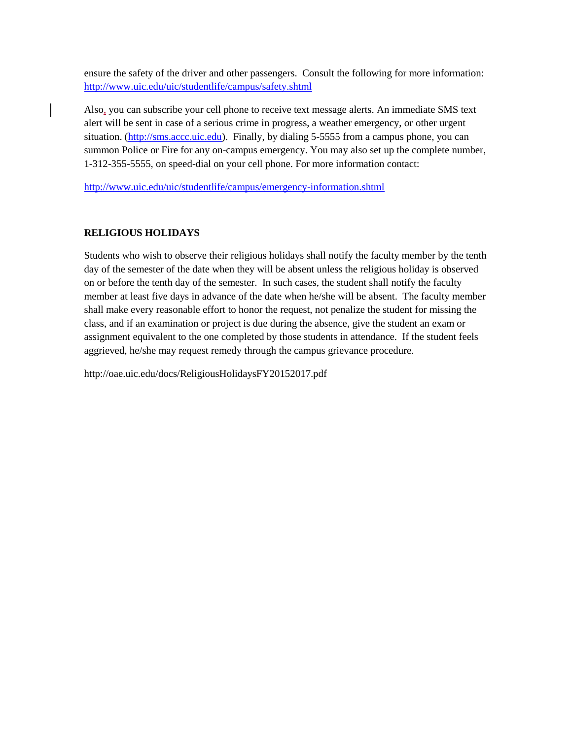ensure the safety of the driver and other passengers. Consult the following for more information: http://www.uic.edu/uic/studentlife/campus/safety.shtml

Also, you can subscribe your cell phone to receive text message alerts. An immediate SMS text alert will be sent in case of a serious crime in progress, a weather emergency, or other urgent situation. (http://sms.accc.uic.edu). Finally, by dialing 5-5555 from a campus phone, you can summon Police or Fire for any on-campus emergency. You may also set up the complete number, 1-312-355-5555, on speed-dial on your cell phone. For more information contact:

http://www.uic.edu/uic/studentlife/campus/emergency-information.shtml

**RELIGIOUS HOLIDAYS**

Students who wish to observe their religious holidays shall notify the faculty member by the tenth day of the semester of the date when they will be absent unless the religious holiday is observed on or before the tenth day of the semester. In such cases, the student shall notify the faculty member at least five days in advance of the date when he/she will be absent. The faculty member shall make every reasonable effort to honor the request, not penalize the student for missing the class, and if an examination or project is due during the absence, give the student an exam or assignment equivalent to the one completed by those students in attendance. If the student feels aggrieved, he/she may request remedy through the campus grievance procedure.

http://oae.uic.edu/docs/ReligiousHolidaysFY20152017.pdf